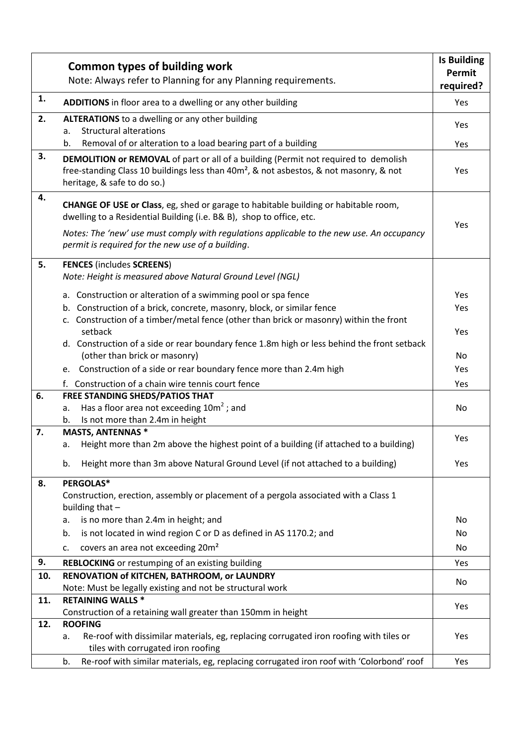| | **Common types of building work**<br>Note: Always refer to Planning for any Planning requirements. | **Is Building Permit required?** |
|---|---|---|
| **1.** | **ADDITIONS** in floor area to a dwelling or any other building | Yes |
| **2.** | **ALTERATIONS** to a dwelling or any other building | |
| | a. Structural alterations | Yes |
| | b. Removal of or alteration to a load bearing part of a building | Yes |
| **3.** | **DEMOLITION or REMOVAL** of part or all of a building (Permit not required to demolish free-standing Class 10 buildings less than 40m², & not asbestos, & not masonry, & not heritage, & safe to do so.) | Yes |
| **4.** | **CHANGE OF USE or Class**, eg, shed or garage to habitable building or habitable room, dwelling to a Residential Building (i.e. B& B), shop to office, etc.<br>*Notes: The 'new' use must comply with regulations applicable to the new use. An occupancy permit is required for the new use of a building.* | Yes |
| **5.** | **FENCES** (includes **SCREENS**)<br>*Note: Height is measured above Natural Ground Level (NGL)* | |
| | a. Construction or alteration of a swimming pool or spa fence | Yes |
| | b. Construction of a brick, concrete, masonry, block, or similar fence | Yes |
| | c. Construction of a timber/metal fence (other than brick or masonry) within the front setback | Yes |
| | d. Construction of a side or rear boundary fence 1.8m high or less behind the front setback (other than brick or masonry) | No |
| | e. Construction of a side or rear boundary fence more than 2.4m high | Yes |
| | f. Construction of a chain wire tennis court fence | Yes |
| **6.** | **FREE STANDING SHEDS/PATIOS THAT**<br>a. Has a floor area not exceeding 10m² ; and<br>b. Is not more than 2.4m in height | No |
| **7.** | **MASTS, ANTENNAS** * | |
| | a. Height more than 2m above the highest point of a building (if attached to a building) | Yes |
| | b. Height more than 3m above Natural Ground Level (if not attached to a building) | Yes |
| **8.** | **PERGOLAS***<br>Construction, erection, assembly or placement of a pergola associated with a Class 1 building that – | |
| | a. is no more than 2.4m in height; and | No |
| | b. is not located in wind region C or D as defined in AS 1170.2; and | No |
| | c. covers an area not exceeding 20m² | No |
| **9.** | **REBLOCKING** or restumping of an existing building | Yes |
| **10.** | **RENOVATION of KITCHEN, BATHROOM, or LAUNDRY**<br>Note: Must be legally existing and not be structural work | No |
| **11.** | **RETAINING WALLS** *<br>Construction of a retaining wall greater than 150mm in height | Yes |
| **12.** | **ROOFING** | |
| | a. Re-roof with dissimilar materials, eg, replacing corrugated iron roofing with tiles or tiles with corrugated iron roofing | Yes |
| | b. Re-roof with similar materials, eg, replacing corrugated iron roof with 'Colorbond' roof | Yes |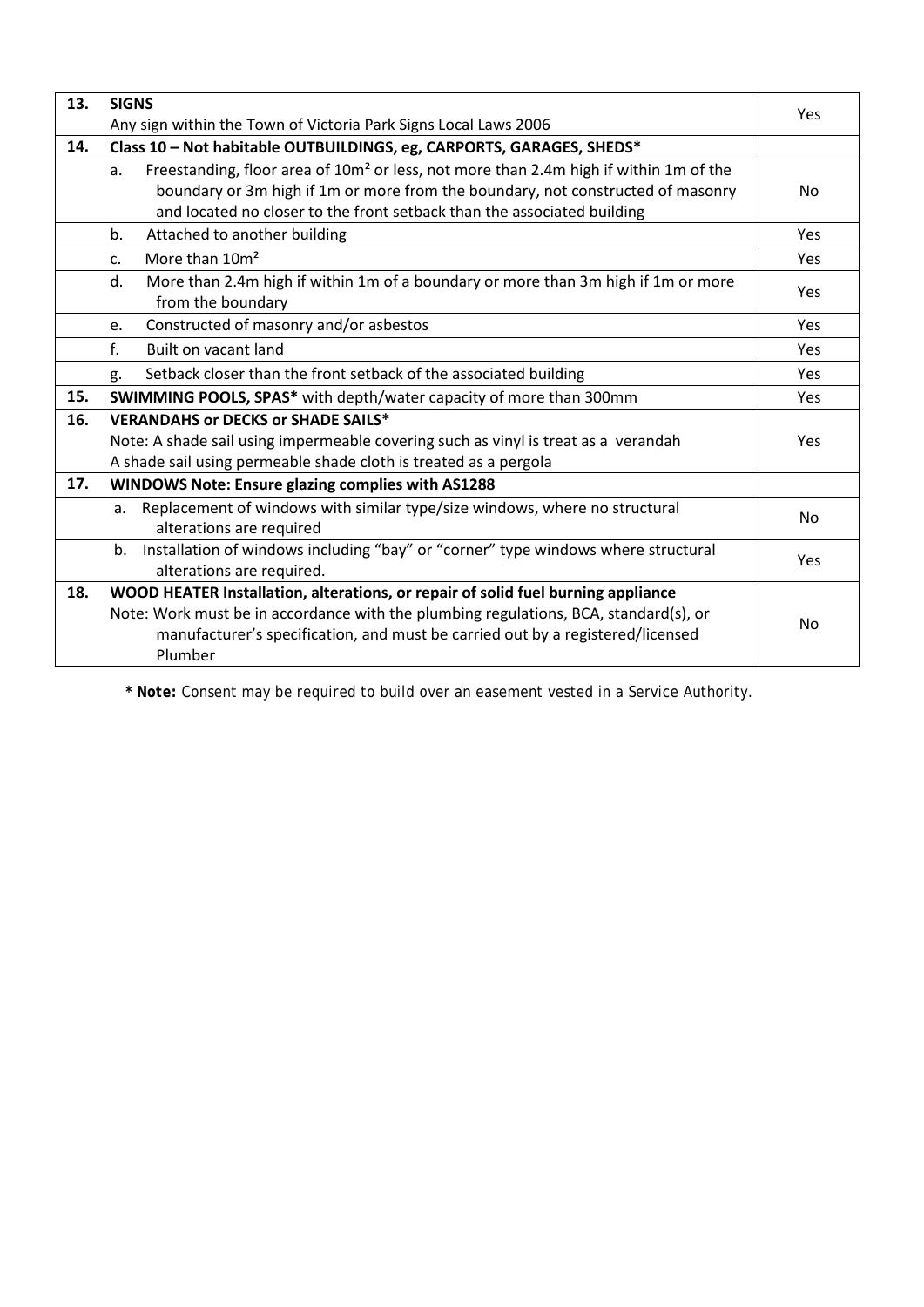| | | |
|---|---|---|
| **13.** | **SIGNS**<br>Any sign within the Town of Victoria Park Signs Local Laws 2006 | Yes |
| **14.** | **Class 10 – Not habitable OUTBUILDINGS, eg, CARPORTS, GARAGES, SHEDS*** | |
| | a. Freestanding, floor area of 10m² or less, not more than 2.4m high if within 1m of the boundary or 3m high if 1m or more from the boundary, not constructed of masonry and located no closer to the front setback than the associated building | No |
| | b. Attached to another building | Yes |
| | c. More than 10m² | Yes |
| | d. More than 2.4m high if within 1m of a boundary or more than 3m high if 1m or more from the boundary | Yes |
| | e. Constructed of masonry and/or asbestos | Yes |
| | f. Built on vacant land | Yes |
| | g. Setback closer than the front setback of the associated building | Yes |
| **15.** | **SWIMMING POOLS, SPAS*** with depth/water capacity of more than 300mm | Yes |
| **16.** | **VERANDAHS or DECKS or SHADE SAILS***<br>Note: A shade sail using impermeable covering such as vinyl is treat as a verandah<br>A shade sail using permeable shade cloth is treated as a pergola | Yes |
| **17.** | **WINDOWS Note: Ensure glazing complies with AS1288** | |
| | a. Replacement of windows with similar type/size windows, where no structural alterations are required | No |
| | b. Installation of windows including "bay" or "corner" type windows where structural alterations are required. | Yes |
| **18.** | **WOOD HEATER Installation, alterations, or repair of solid fuel burning appliance**<br>Note: Work must be in accordance with the plumbing regulations, BCA, standard(s), or manufacturer's specification, and must be carried out by a registered/licensed Plumber | No |

*** Note:** Consent may be required to build over an easement vested in a Service Authority.